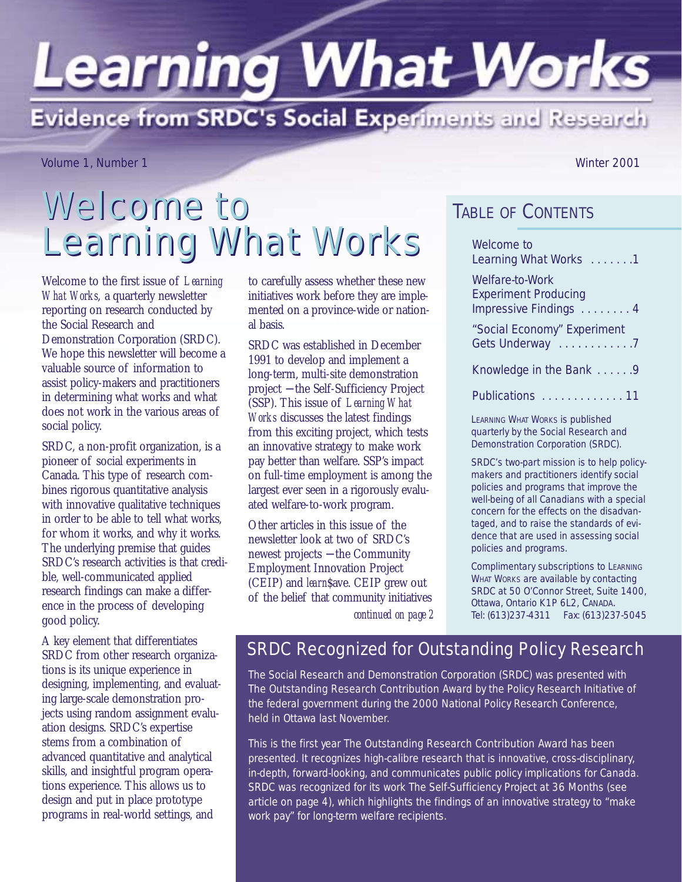# Learning What Works

## Evidence from SRDC's Social Experiments and Research

Volume 1, Number 1

Winter 2001

# Welcome to Learning What Works

Welcome to the first issue of *Learning What Works,* a quarterly newsletter reporting on research conducted by the Social Research and Demonstration Corporation (SRDC). We hope this newsletter will become a valuable source of information to assist policy-makers and practitioners in determining what works and what does not work in the various areas of social policy.

SRDC, a non-profit organization, is a pioneer of social experiments in Canada. This type of research combines rigorous quantitative analysis with innovative qualitative techniques in order to be able to tell what works, for whom it works, and why it works. The underlying premise that guides SRDC's research activities is that credible, well-communicated applied research findings can make a difference in the process of developing good policy.

A key element that differentiates SRDC from other research organizations is its unique experience in designing, implementing, and evaluating large-scale demonstration projects using random assignment evaluation designs. SRDC's expertise stems from a combination of advanced quantitative and analytical skills, and insightful program operations experience. This allows us to design and put in place prototype programs in real-world settings, and to carefully assess whether these new initiatives work before they are implemented on a province-wide or national basis.

SRDC was established in December 1991 to develop and implement a long-term, multi-site demonstration project — the Self-Sufficiency Project (SSP). This issue of *Learning What Works* discusses the latest findings from this exciting project, which tests an innovative strategy to make work pay better than welfare. SSP's impact on full-time employment is among the largest ever seen in a rigorously evaluated welfare-to-work program.

Other articles in this issue of the newsletter look at two of SRDC's newest projects — the Community Employment Innovation Project (CEIP) and *learn*$ave. CEIP grew out of the belief that community initiatives

*continued on page 2*

## TABLE OF CONTENTS

- Welcome to Learning What Works .......1
- Welfare-to-Work Experiment Producing Impressive Findings ........4
- "Social Economy" Experiment Gets Underway ...........7
- Knowledge in the Bank ......9
- Publications .............11

LEARNING WHAT WORKS is published quarterly by the Social Research and Demonstration Corporation (SRDC).

SRDC's two-part mission is to help policy-makers and practitioners identify social policies and programs that improve the well-being of all Canadians with a special concern for the effects on the disadvantaged, and to raise the standards of evidence that are used in assessing social policies and programs.

Complimentary subscriptions to LEARNING WHAT WORKS are available by contacting SRDC at 50 O'Connor Street, Suite 1400, Ottawa, Ontario K1P 6L2, CANADA.
Tel: (613)237-4311 Fax: (613)237-5045

## SRDC Recognized for Outstanding Policy Research

The Social Research and Demonstration Corporation (SRDC) was presented with The Outstanding Research Contribution Award by the Policy Research Initiative of the federal government during the 2000 National Policy Research Conference, held in Ottawa last November.

This is the first year The Outstanding Research Contribution Award has been presented. It recognizes high-calibre research that is innovative, cross-disciplinary, in-depth, forward-looking, and communicates public policy implications for Canada. SRDC was recognized for its work The Self-Sufficiency Project at 36 Months (see article on page 4), which highlights the findings of an innovative strategy to "make work pay" for long-term welfare recipients.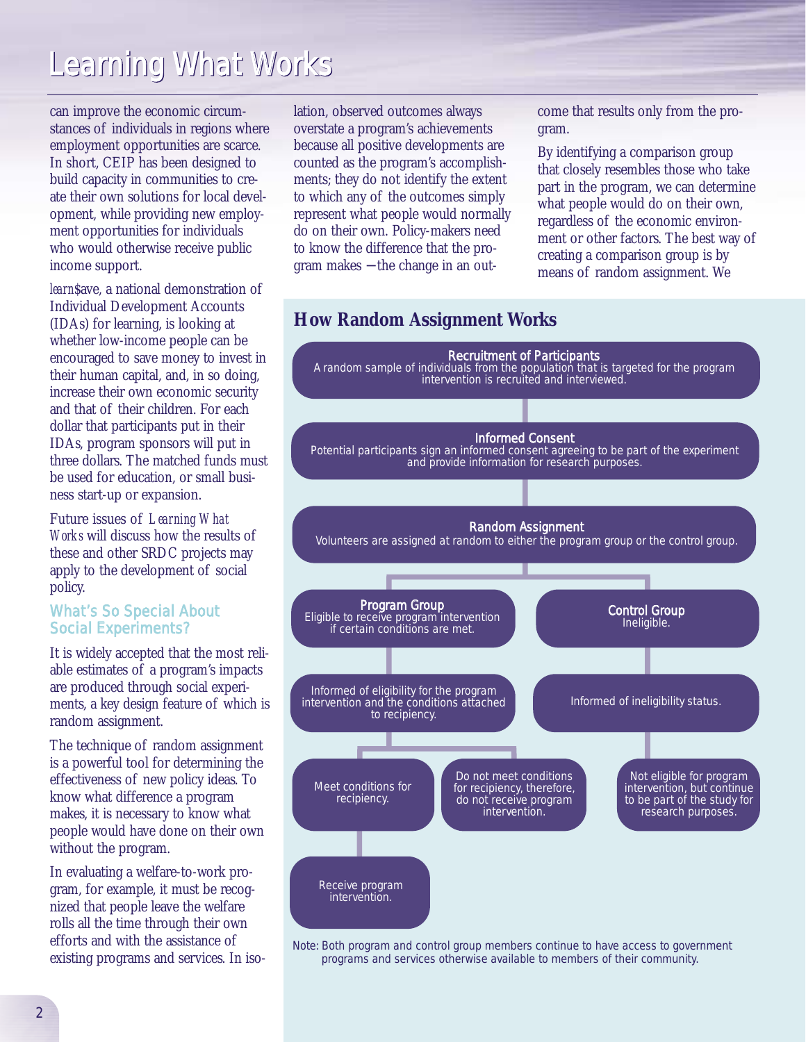can improve the economic circumstances of individuals in regions where employment opportunities are scarce. In short, CEIP has been designed to build capacity in communities to create their own solutions for local development, while providing new employment opportunities for individuals who would otherwise receive public income support.

*learn*$ave, a national demonstration of Individual Development Accounts (IDAs) for learning, is looking at whether low-income people can be encouraged to save money to invest in their human capital, and, in so doing, increase their own economic security and that of their children. For each dollar that participants put in their IDAs, program sponsors will put in three dollars. The matched funds must be used for education, or small business start-up or expansion.

Future issues of *Learning What Works* will discuss how the results of these and other SRDC projects may apply to the development of social policy.

## What's So Special About Social Experiments?

It is widely accepted that the most reliable estimates of a program's impacts are produced through social experiments, a key design feature of which is random assignment.

The technique of random assignment is a powerful tool for determining the effectiveness of new policy ideas. To know what difference a program makes, it is necessary to know what people would have done on their own without the program.

In evaluating a welfare-to-work program, for example, it must be recognized that people leave the welfare rolls all the time through their own efforts and with the assistance of existing programs and services. In isolation, observed outcomes always overstate a program's achievements because all positive developments are counted as the program's accomplishments; they do not identify the extent to which any of the outcomes simply represent what people would normally do on their own. Policy-makers need to know the difference that the program makes —the change in an outcome that results only from the program.

By identifying a comparison group that closely resembles those who take part in the program, we can determine what people would do on their own, regardless of the economic environment or other factors. The best way of creating a comparison group is by means of random assignment. We

## How Random Assignment Works

**Recruitment of Participants**
A random sample of individuals from the population that is targeted for the program intervention is recruited and interviewed.

**Informed Consent**
Potential participants sign an informed consent agreeing to be part of the experiment and provide information for research purposes.

**Random Assignment**
Volunteers are assigned at random to either the program group or the control group.

**Program Group**
Eligible to receive program intervention if certain conditions are met.

- Informed of eligibility for the program intervention and the conditions attached to recipiency.
  - Meet conditions for recipiency.
    - Receive program intervention.
  - Do not meet conditions for recipiency, therefore, do not receive program intervention.

**Control Group**
Ineligible.

- Informed of ineligibility status.
  - Not eligible for program intervention, but continue to be part of the study for research purposes.

Note: Both program and control group members continue to have access to government programs and services otherwise available to members of their community.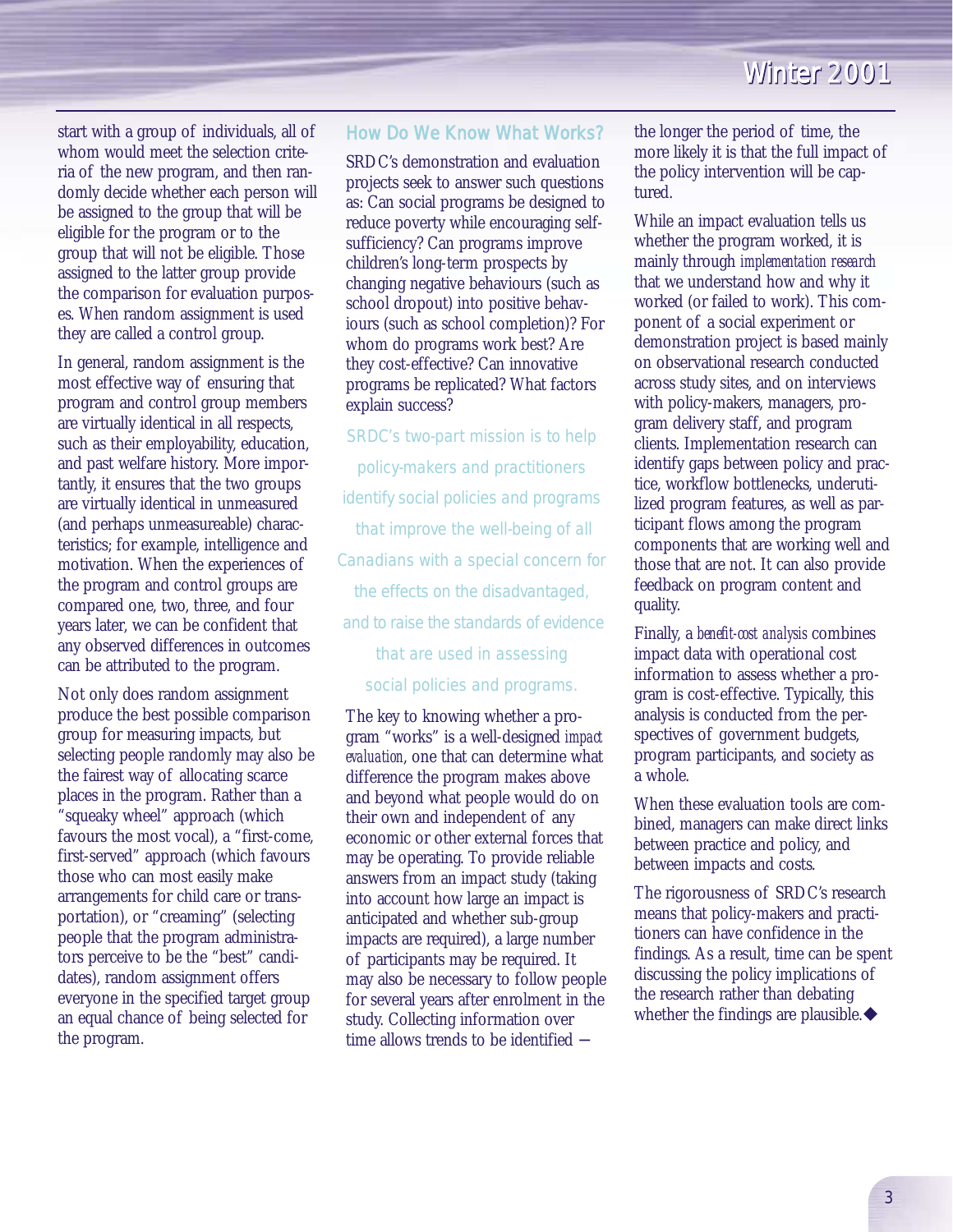start with a group of individuals, all of whom would meet the selection criteria of the new program, and then randomly decide whether each person will be assigned to the group that will be eligible for the program or to the group that will not be eligible. Those assigned to the latter group provide the comparison for evaluation purposes. When random assignment is used they are called a control group.

In general, random assignment is the most effective way of ensuring that program and control group members are virtually identical in all respects, such as their employability, education, and past welfare history. More importantly, it ensures that the two groups are virtually identical in unmeasured (and perhaps unmeasureable) characteristics; for example, intelligence and motivation. When the experiences of the program and control groups are compared one, two, three, and four years later, we can be confident that any observed differences in outcomes can be attributed to the program.

Not only does random assignment produce the best possible comparison group for measuring impacts, but selecting people randomly may also be the fairest way of allocating scarce places in the program. Rather than a "squeaky wheel" approach (which favours the most vocal), a "first-come, first-served" approach (which favours those who can most easily make arrangements for child care or transportation), or "creaming" (selecting people that the program administrators perceive to be the "best" candidates), random assignment offers everyone in the specified target group an equal chance of being selected for the program.

## How Do We Know What Works?

SRDC's demonstration and evaluation projects seek to answer such questions as: Can social programs be designed to reduce poverty while encouraging self-sufficiency? Can programs improve children's long-term prospects by changing negative behaviours (such as school dropout) into positive behaviours (such as school completion)? For whom do programs work best? Are they cost-effective? Can innovative programs be replicated? What factors explain success?

> SRDC's two-part mission is to help policy-makers and practitioners identify social policies and programs that improve the well-being of all Canadians with a special concern for the effects on the disadvantaged, and to raise the standards of evidence that are used in assessing social policies and programs.

The key to knowing whether a program "works" is a well-designed *impact evaluation*, one that can determine what difference the program makes above and beyond what people would do on their own and independent of any economic or other external forces that may be operating. To provide reliable answers from an impact study (taking into account how large an impact is anticipated and whether sub-group impacts are required), a large number of participants may be required. It may also be necessary to follow people for several years after enrolment in the study. Collecting information over time allows trends to be identified — the longer the period of time, the more likely it is that the full impact of the policy intervention will be captured.

While an impact evaluation tells us whether the program worked, it is mainly through *implementation research* that we understand how and why it worked (or failed to work). This component of a social experiment or demonstration project is based mainly on observational research conducted across study sites, and on interviews with policy-makers, managers, program delivery staff, and program clients. Implementation research can identify gaps between policy and practice, workflow bottlenecks, underutilized program features, as well as participant flows among the program components that are working well and those that are not. It can also provide feedback on program content and quality.

Finally, a *benefit-cost analysis* combines impact data with operational cost information to assess whether a program is cost-effective. Typically, this analysis is conducted from the perspectives of government budgets, program participants, and society as a whole.

When these evaluation tools are combined, managers can make direct links between practice and policy, and between impacts and costs.

The rigorousness of SRDC's research means that policy-makers and practitioners can have confidence in the findings. As a result, time can be spent discussing the policy implications of the research rather than debating whether the findings are plausible.◆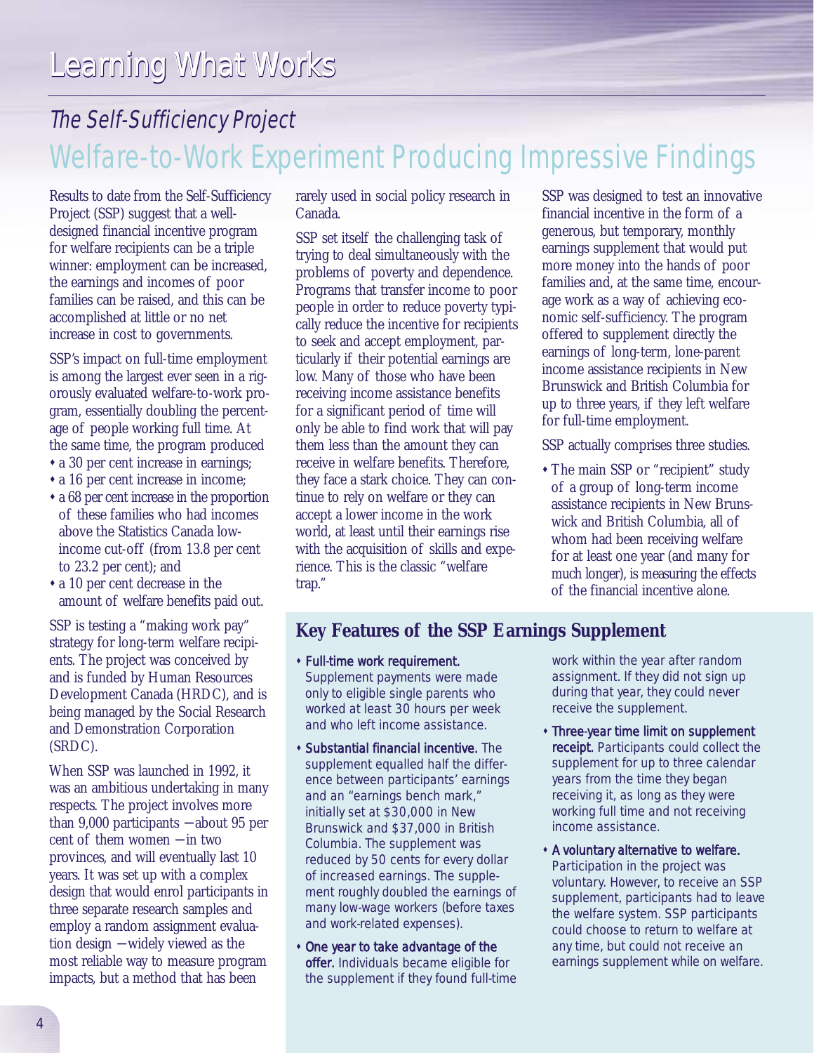# Learning What Works

## *The Self-Sufficiency Project*

## Welfare-to-Work Experiment Producing Impressive Findings

Results to date from the Self-Sufficiency Project (SSP) suggest that a well-designed financial incentive program for welfare recipients can be a triple winner: employment can be increased, the earnings and incomes of poor families can be raised, and this can be accomplished at little or no net increase in cost to governments.

SSP's impact on full-time employment is among the largest ever seen in a rigorously evaluated welfare-to-work program, essentially doubling the percentage of people working full time. At the same time, the program produced

- a 30 per cent increase in earnings;
- a 16 per cent increase in income;
- a 68 per cent increase in the proportion of these families who had incomes above the Statistics Canada low-income cut-off (from 13.8 per cent to 23.2 per cent); and
- a 10 per cent decrease in the amount of welfare benefits paid out.

SSP is testing a "making work pay" strategy for long-term welfare recipients. The project was conceived by and is funded by Human Resources Development Canada (HRDC), and is being managed by the Social Research and Demonstration Corporation (SRDC).

When SSP was launched in 1992, it was an ambitious undertaking in many respects. The project involves more than 9,000 participants — about 95 per cent of them women — in two provinces, and will eventually last 10 years. It was set up with a complex design that would enrol participants in three separate research samples and employ a random assignment evaluation design — widely viewed as the most reliable way to measure program impacts, but a method that has been rarely used in social policy research in Canada.

SSP set itself the challenging task of trying to deal simultaneously with the problems of poverty and dependence. Programs that transfer income to poor people in order to reduce poverty typically reduce the incentive for recipients to seek and accept employment, particularly if their potential earnings are low. Many of those who have been receiving income assistance benefits for a significant period of time will only be able to find work that will pay them less than the amount they can receive in welfare benefits. Therefore, they face a stark choice. They can continue to rely on welfare or they can accept a lower income in the work world, at least until their earnings rise with the acquisition of skills and experience. This is the classic "welfare trap."

SSP was designed to test an innovative financial incentive in the form of a generous, but temporary, monthly earnings supplement that would put more money into the hands of poor families and, at the same time, encourage work as a way of achieving economic self-sufficiency. The program offered to supplement directly the earnings of long-term, lone-parent income assistance recipients in New Brunswick and British Columbia for up to three years, if they left welfare for full-time employment.

SSP actually comprises three studies.

- The main SSP or "recipient" study of a group of long-term income assistance recipients in New Brunswick and British Columbia, all of whom had been receiving welfare for at least one year (and many for much longer), is measuring the effects of the financial incentive alone.

### Key Features of the SSP Earnings Supplement

- **Full-time work requirement.** Supplement payments were made only to eligible single parents who worked at least 30 hours per week and who left income assistance.
- **Substantial financial incentive.** The supplement equalled half the difference between participants' earnings and an "earnings bench mark," initially set at $30,000 in New Brunswick and $37,000 in British Columbia. The supplement was reduced by 50 cents for every dollar of increased earnings. The supplement roughly doubled the earnings of many low-wage workers (before taxes and work-related expenses).
- **One year to take advantage of the offer.** Individuals became eligible for the supplement if they found full-time work within the year after random assignment. If they did not sign up during that year, they could never receive the supplement.
- **Three-year time limit on supplement receipt.** Participants could collect the supplement for up to three calendar years from the time they began receiving it, as long as they were working full time and not receiving income assistance.
- **A voluntary alternative to welfare.** Participation in the project was voluntary. However, to receive an SSP supplement, participants had to leave the welfare system. SSP participants could choose to return to welfare at any time, but could not receive an earnings supplement while on welfare.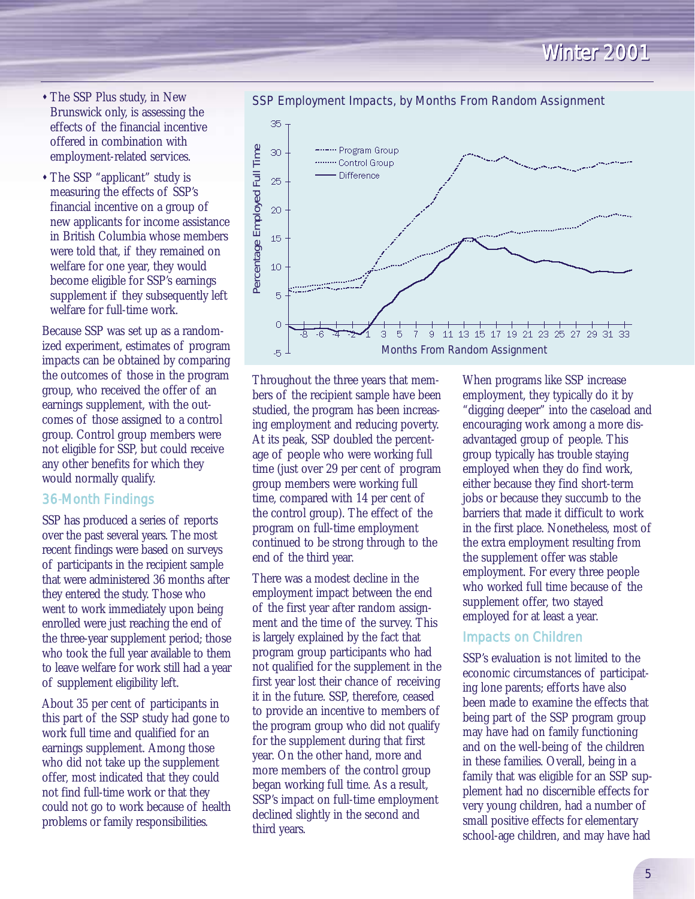- The SSP Plus study, in New Brunswick only, is assessing the effects of the financial incentive offered in combination with employment-related services.
- The SSP "applicant" study is measuring the effects of SSP's financial incentive on a group of new applicants for income assistance in British Columbia whose members were told that, if they remained on welfare for one year, they would become eligible for SSP's earnings supplement if they subsequently left welfare for full-time work.

Because SSP was set up as a randomized experiment, estimates of program impacts can be obtained by comparing the outcomes of those in the program group, who received the offer of an earnings supplement, with the outcomes of those assigned to a control group. Control group members were not eligible for SSP, but could receive any other benefits for which they would normally qualify.

## 36-Month Findings

SSP has produced a series of reports over the past several years. The most recent findings were based on surveys of participants in the recipient sample that were administered 36 months after they entered the study. Those who went to work immediately upon being enrolled were just reaching the end of the three-year supplement period; those who took the full year available to them to leave welfare for work still had a year of supplement eligibility left.

About 35 per cent of participants in this part of the SSP study had gone to work full time and qualified for an earnings supplement. Among those who did not take up the supplement offer, most indicated that they could not find full-time work or that they could not go to work because of health problems or family responsibilities.

SSP Employment Impacts, by Months From Random Assignment

Throughout the three years that members of the recipient sample have been studied, the program has been increasing employment and reducing poverty. At its peak, SSP doubled the percentage of people who were working full time (just over 29 per cent of program group members were working full time, compared with 14 per cent of the control group). The effect of the program on full-time employment continued to be strong through to the end of the third year.

There was a modest decline in the employment impact between the end of the first year after random assignment and the time of the survey. This is largely explained by the fact that program group participants who had not qualified for the supplement in the first year lost their chance of receiving it in the future. SSP, therefore, ceased to provide an incentive to members of the program group who did not qualify for the supplement during that first year. On the other hand, more and more members of the control group began working full time. As a result, SSP's impact on full-time employment declined slightly in the second and third years.

When programs like SSP increase employment, they typically do it by "digging deeper" into the caseload and encouraging work among a more disadvantaged group of people. This group typically has trouble staying employed when they do find work, either because they find short-term jobs or because they succumb to the barriers that made it difficult to work in the first place. Nonetheless, most of the extra employment resulting from the supplement offer was stable employment. For every three people who worked full time because of the supplement offer, two stayed employed for at least a year.

## Impacts on Children

SSP's evaluation is not limited to the economic circumstances of participating lone parents; efforts have also been made to examine the effects that being part of the SSP program group may have had on family functioning and on the well-being of the children in these families. Overall, being in a family that was eligible for an SSP supplement had no discernible effects for very young children, had a number of small positive effects for elementary school-age children, and may have had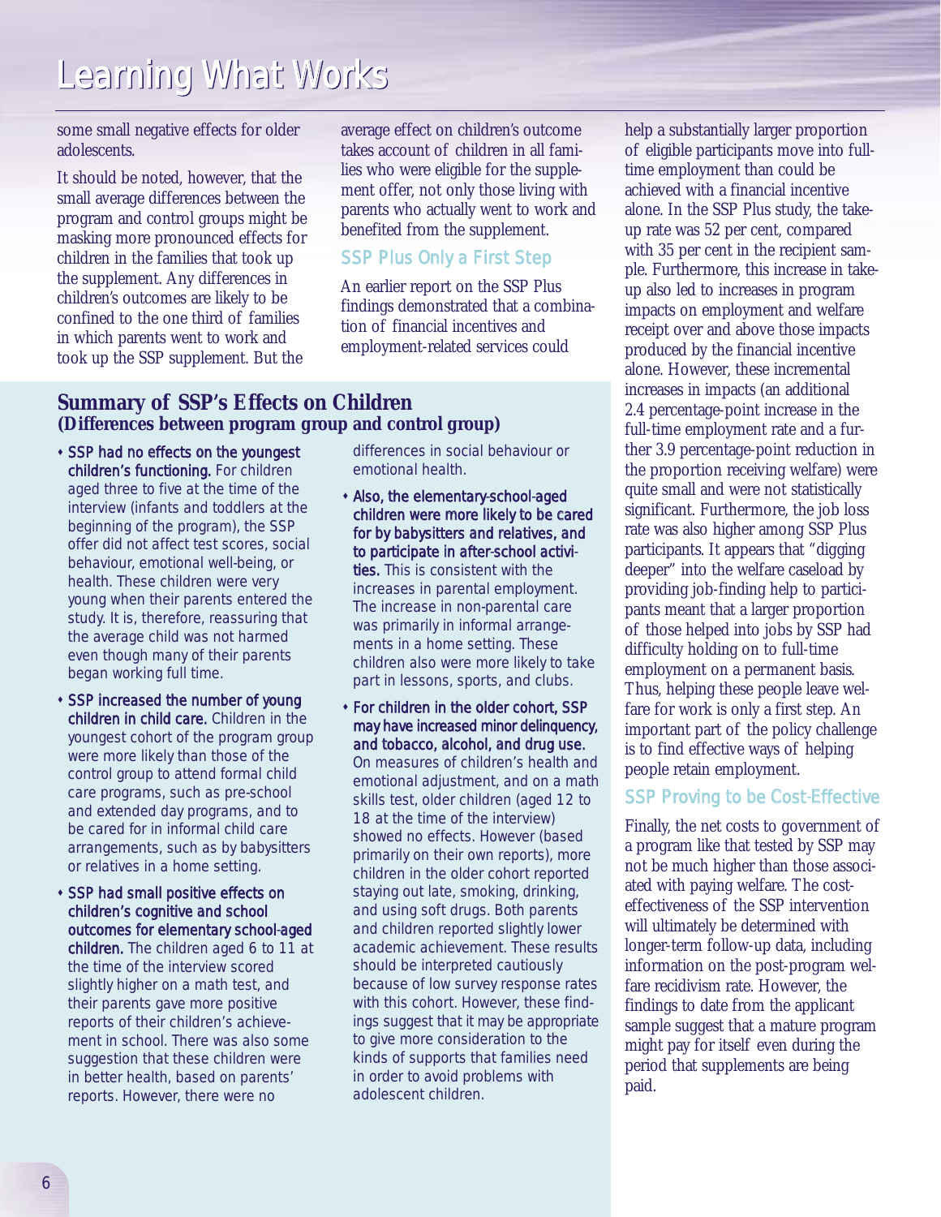some small negative effects for older adolescents.

It should be noted, however, that the small average differences between the program and control groups might be masking more pronounced effects for children in the families that took up the supplement. Any differences in children's outcomes are likely to be confined to the one third of families in which parents went to work and took up the SSP supplement. But the average effect on children's outcome takes account of children in all families who were eligible for the supplement offer, not only those living with parents who actually went to work and benefited from the supplement.

## Summary of SSP's Effects on Children
**(Differences between program group and control group)**

- **SSP had no effects on the youngest children's functioning.** For children aged three to five at the time of the interview (infants and toddlers at the beginning of the program), the SSP offer did not affect test scores, social behaviour, emotional well-being, or health. These children were very young when their parents entered the study. It is, therefore, reassuring that the average child was not harmed even though many of their parents began working full time.
- **SSP increased the number of young children in child care.** Children in the youngest cohort of the program group were more likely than those of the control group to attend formal child care programs, such as pre-school and extended day programs, and to be cared for in informal child care arrangements, such as by babysitters or relatives in a home setting.
- **SSP had small positive effects on children's cognitive and school outcomes for elementary school-aged children.** The children aged 6 to 11 at the time of the interview scored slightly higher on a math test, and their parents gave more positive reports of their children's achievement in school. There was also some suggestion that these children were in better health, based on parents' reports. However, there were no differences in social behaviour or emotional health.
- **Also, the elementary-school-aged children were more likely to be cared for by babysitters and relatives, and to participate in after-school activities.** This is consistent with the increases in parental employment. The increase in non-parental care was primarily in informal arrangements in a home setting. These children also were more likely to take part in lessons, sports, and clubs.
- **For children in the older cohort, SSP may have increased minor delinquency, and tobacco, alcohol, and drug use.** On measures of children's health and emotional adjustment, and on a math skills test, older children (aged 12 to 18 at the time of the interview) showed no effects. However (based primarily on their own reports), more children in the older cohort reported staying out late, smoking, drinking, and using soft drugs. Both parents and children reported slightly lower academic achievement. These results should be interpreted cautiously because of low survey response rates with this cohort. However, these findings suggest that it may be appropriate to give more consideration to the kinds of supports that families need in order to avoid problems with adolescent children.

## SSP Plus Only a First Step

An earlier report on the SSP Plus findings demonstrated that a combination of financial incentives and employment-related services could help a substantially larger proportion of eligible participants move into full-time employment than could be achieved with a financial incentive alone. In the SSP Plus study, the take-up rate was 52 per cent, compared with 35 per cent in the recipient sample. Furthermore, this increase in take-up also led to increases in program impacts on employment and welfare receipt over and above those impacts produced by the financial incentive alone. However, these incremental increases in impacts (an additional 2.4 percentage-point increase in the full-time employment rate and a further 3.9 percentage-point reduction in the proportion receiving welfare) were quite small and were not statistically significant. Furthermore, the job loss rate was also higher among SSP Plus participants. It appears that "digging deeper" into the welfare caseload by providing job-finding help to participants meant that a larger proportion of those helped into jobs by SSP had difficulty holding on to full-time employment on a permanent basis. Thus, helping these people leave welfare for work is only a first step. An important part of the policy challenge is to find effective ways of helping people retain employment.

## SSP Proving to be Cost-Effective

Finally, the net costs to government of a program like that tested by SSP may not be much higher than those associated with paying welfare. The cost-effectiveness of the SSP intervention will ultimately be determined with longer-term follow-up data, including information on the post-program welfare recidivism rate. However, the findings to date from the applicant sample suggest that a mature program might pay for itself even during the period that supplements are being paid.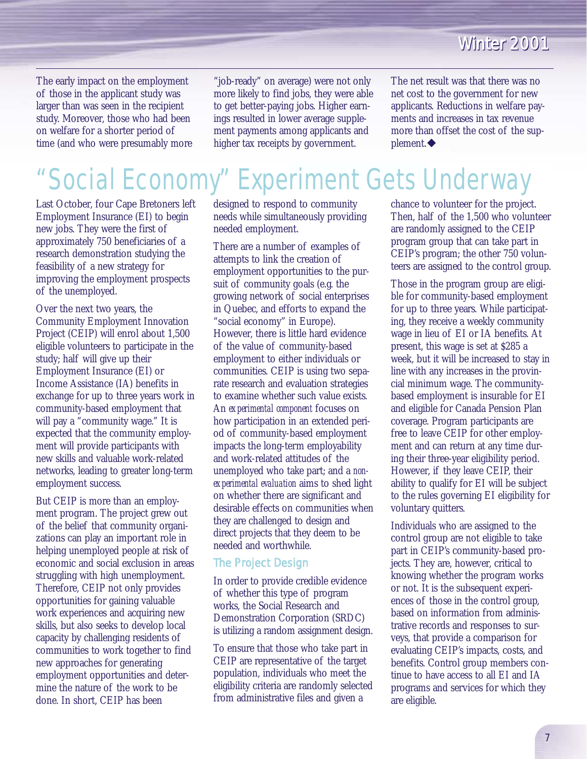The early impact on the employment of those in the applicant study was larger than was seen in the recipient study. Moreover, those who had been on welfare for a shorter period of time (and who were presumably more "job-ready" on average) were not only more likely to find jobs, they were able to get better-paying jobs. Higher earnings resulted in lower average supplement payments among applicants and higher tax receipts by government.

The net result was that there was no net cost to the government for new applicants. Reductions in welfare payments and increases in tax revenue more than offset the cost of the supplement.◆

# "Social Economy" Experiment Gets Underway

Last October, four Cape Bretoners left Employment Insurance (EI) to begin new jobs. They were the first of approximately 750 beneficiaries of a research demonstration studying the feasibility of a new strategy for improving the employment prospects of the unemployed.

Over the next two years, the Community Employment Innovation Project (CEIP) will enrol about 1,500 eligible volunteers to participate in the study; half will give up their Employment Insurance (EI) or Income Assistance (IA) benefits in exchange for up to three years work in community-based employment that will pay a "community wage." It is expected that the community employment will provide participants with new skills and valuable work-related networks, leading to greater long-term employment success.

But CEIP is more than an employment program. The project grew out of the belief that community organizations can play an important role in helping unemployed people at risk of economic and social exclusion in areas struggling with high unemployment. Therefore, CEIP not only provides opportunities for gaining valuable work experiences and acquiring new skills, but also seeks to develop local capacity by challenging residents of communities to work together to find new approaches for generating employment opportunities and determine the nature of the work to be done. In short, CEIP has been designed to respond to community needs while simultaneously providing needed employment.

There are a number of examples of attempts to link the creation of employment opportunities to the pursuit of community goals (e.g. the growing network of social enterprises in Quebec, and efforts to expand the "social economy" in Europe). However, there is little hard evidence of the value of community-based employment to either individuals or communities. CEIP is using two separate research and evaluation strategies to examine whether such value exists. An *experimental component* focuses on how participation in an extended period of community-based employment impacts the long-term employability and work-related attitudes of the unemployed who take part; and a *non-experimental evaluation* aims to shed light on whether there are significant and desirable effects on communities when they are challenged to design and direct projects that they deem to be needed and worthwhile.

## The Project Design

In order to provide credible evidence of whether this type of program works, the Social Research and Demonstration Corporation (SRDC) is utilizing a random assignment design.

To ensure that those who take part in CEIP are representative of the target population, individuals who meet the eligibility criteria are randomly selected from administrative files and given a chance to volunteer for the project. Then, half of the 1,500 who volunteer are randomly assigned to the CEIP program group that can take part in CEIP's program; the other 750 volunteers are assigned to the control group.

Those in the program group are eligible for community-based employment for up to three years. While participating, they receive a weekly community wage in lieu of EI or IA benefits. At present, this wage is set at $285 a week, but it will be increased to stay in line with any increases in the provincial minimum wage. The community-based employment is insurable for EI and eligible for Canada Pension Plan coverage. Program participants are free to leave CEIP for other employment and can return at any time during their three-year eligibility period. However, if they leave CEIP, their ability to qualify for EI will be subject to the rules governing EI eligibility for voluntary quitters.

Individuals who are assigned to the control group are not eligible to take part in CEIP's community-based projects. They are, however, critical to knowing whether the program works or not. It is the subsequent experiences of those in the control group, based on information from administrative records and responses to surveys, that provide a comparison for evaluating CEIP's impacts, costs, and benefits. Control group members continue to have access to all EI and IA programs and services for which they are eligible.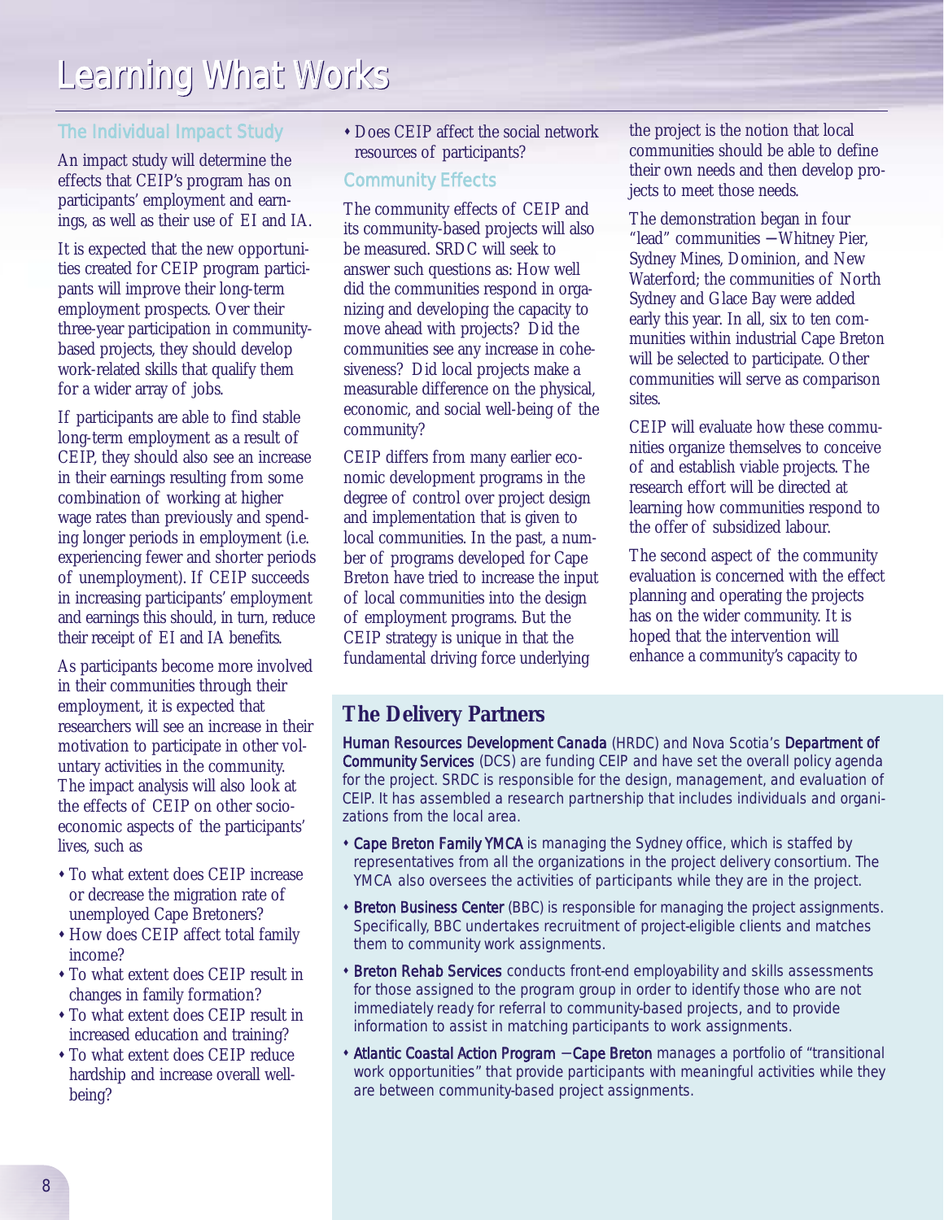# Learning What Works

## The Individual Impact Study

An impact study will determine the effects that CEIP's program has on participants' employment and earnings, as well as their use of EI and IA.

It is expected that the new opportunities created for CEIP program participants will improve their long-term employment prospects. Over their three-year participation in community-based projects, they should develop work-related skills that qualify them for a wider array of jobs.

If participants are able to find stable long-term employment as a result of CEIP, they should also see an increase in their earnings resulting from some combination of working at higher wage rates than previously and spending longer periods in employment (i.e. experiencing fewer and shorter periods of unemployment). If CEIP succeeds in increasing participants' employment and earnings this should, in turn, reduce their receipt of EI and IA benefits.

As participants become more involved in their communities through their employment, it is expected that researchers will see an increase in their motivation to participate in other voluntary activities in the community. The impact analysis will also look at the effects of CEIP on other socio-economic aspects of the participants' lives, such as

- To what extent does CEIP increase or decrease the migration rate of unemployed Cape Bretoners?
- How does CEIP affect total family income?
- To what extent does CEIP result in changes in family formation?
- To what extent does CEIP result in increased education and training?
- To what extent does CEIP reduce hardship and increase overall well-being?
- Does CEIP affect the social network resources of participants?

## Community Effects

The community effects of CEIP and its community-based projects will also be measured. SRDC will seek to answer such questions as: How well did the communities respond in organizing and developing the capacity to move ahead with projects? Did the communities see any increase in cohesiveness? Did local projects make a measurable difference on the physical, economic, and social well-being of the community?

CEIP differs from many earlier economic development programs in the degree of control over project design and implementation that is given to local communities. In the past, a number of programs developed for Cape Breton have tried to increase the input of local communities into the design of employment programs. But the CEIP strategy is unique in that the fundamental driving force underlying the project is the notion that local communities should be able to define their own needs and then develop projects to meet those needs.

The demonstration began in four "lead" communities — Whitney Pier, Sydney Mines, Dominion, and New Waterford; the communities of North Sydney and Glace Bay were added early this year. In all, six to ten communities within industrial Cape Breton will be selected to participate. Other communities will serve as comparison sites.

CEIP will evaluate how these communities organize themselves to conceive of and establish viable projects. The research effort will be directed at learning how communities respond to the offer of subsidized labour.

The second aspect of the community evaluation is concerned with the effect planning and operating the projects has on the wider community. It is hoped that the intervention will enhance a community's capacity to

## The Delivery Partners

**Human Resources Development Canada** (HRDC) and Nova Scotia's **Department of Community Services** (DCS) are funding CEIP and have set the overall policy agenda for the project. SRDC is responsible for the design, management, and evaluation of CEIP. It has assembled a research partnership that includes individuals and organizations from the local area.

- **Cape Breton Family YMCA** is managing the Sydney office, which is staffed by representatives from all the organizations in the project delivery consortium. The YMCA also oversees the activities of participants while they are in the project.
- **Breton Business Center** (BBC) is responsible for managing the project assignments. Specifically, BBC undertakes recruitment of project-eligible clients and matches them to community work assignments.
- **Breton Rehab Services** conducts front-end employability and skills assessments for those assigned to the program group in order to identify those who are not immediately ready for referral to community-based projects, and to provide information to assist in matching participants to work assignments.
- **Atlantic Coastal Action Program — Cape Breton** manages a portfolio of "transitional work opportunities" that provide participants with meaningful activities while they are between community-based project assignments.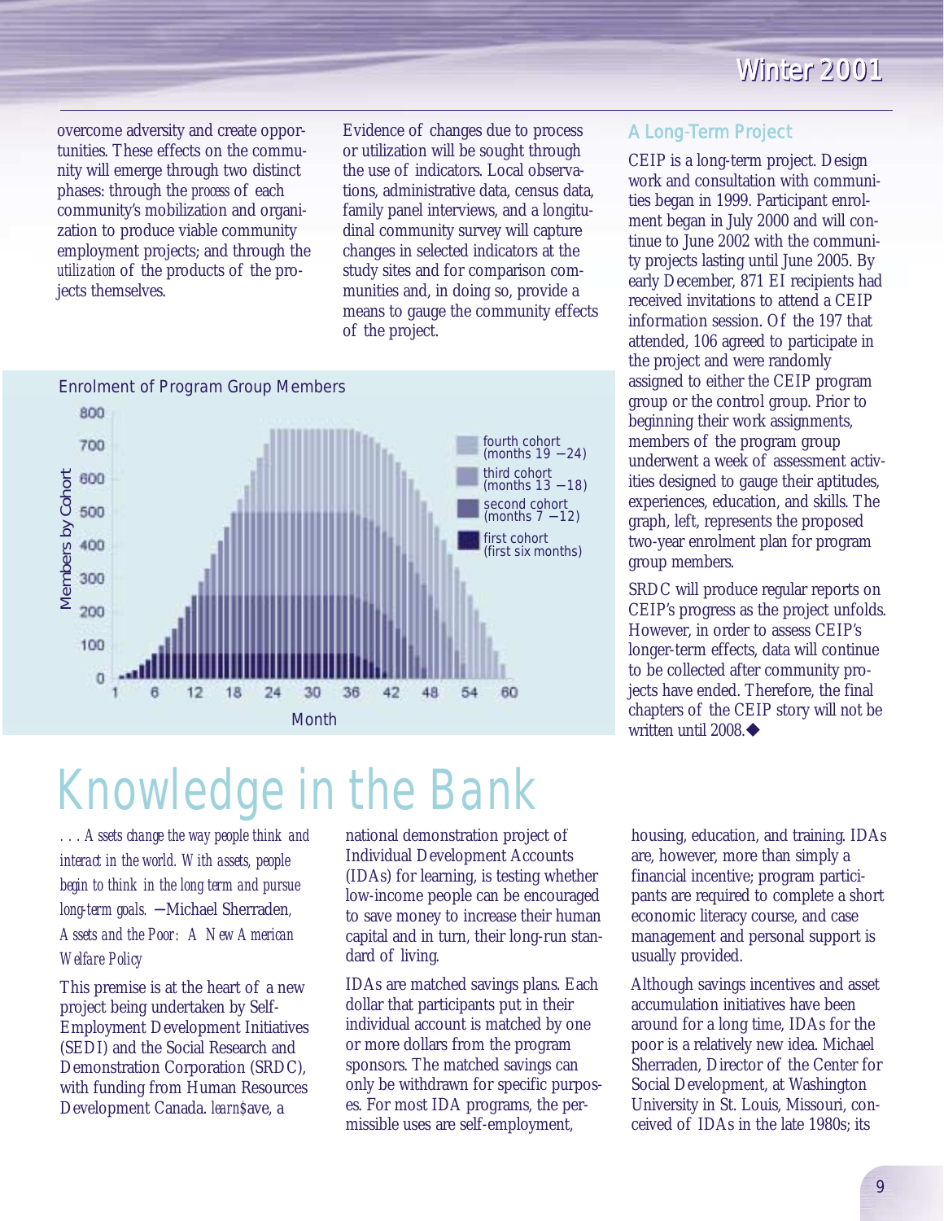overcome adversity and create opportunities. These effects on the community will emerge through two distinct phases: through the *process* of each community's mobilization and organization to produce viable community employment projects; and through the *utilization* of the products of the projects themselves.

Evidence of changes due to process or utilization will be sought through the use of indicators. Local observations, administrative data, census data, family panel interviews, and a longitudinal community survey will capture changes in selected indicators at the study sites and for comparison communities and, in doing so, provide a means to gauge the community effects of the project.

Enrolment of Program Group Members

(Chart: Members by Cohort vs. Month; legend: fourth cohort (months 19 –24), third cohort (months 13 –18), second cohort (months 7 –12), first cohort (first six months))

## A Long-Term Project

CEIP is a long-term project. Design work and consultation with communities began in 1999. Participant enrolment began in July 2000 and will continue to June 2002 with the community projects lasting until June 2005. By early December, 871 EI recipients had received invitations to attend a CEIP information session. Of the 197 that attended, 106 agreed to participate in the project and were randomly assigned to either the CEIP program group or the control group. Prior to beginning their work assignments, members of the program group underwent a week of assessment activities designed to gauge their aptitudes, experiences, education, and skills. The graph, left, represents the proposed two-year enrolment plan for program group members.

SRDC will produce regular reports on CEIP's progress as the project unfolds. However, in order to assess CEIP's longer-term effects, data will continue to be collected after community projects have ended. Therefore, the final chapters of the CEIP story will not be written until 2008.◆

# Knowledge in the Bank

*. . . Assets change the way people think and interact in the world. With assets, people begin to think in the long term and pursue long-term goals.* —Michael Sherraden, *Assets and the Poor: A New American Welfare Policy*

This premise is at the heart of a new project being undertaken by Self-Employment Development Initiatives (SEDI) and the Social Research and Demonstration Corporation (SRDC), with funding from Human Resources Development Canada. *learn$ave*, a national demonstration project of Individual Development Accounts (IDAs) for learning, is testing whether low-income people can be encouraged to save money to increase their human capital and in turn, their long-run standard of living.

IDAs are matched savings plans. Each dollar that participants put in their individual account is matched by one or more dollars from the program sponsors. The matched savings can only be withdrawn for specific purposes. For most IDA programs, the permissible uses are self-employment, housing, education, and training. IDAs are, however, more than simply a financial incentive; program participants are required to complete a short economic literacy course, and case management and personal support is usually provided.

Although savings incentives and asset accumulation initiatives have been around for a long time, IDAs for the poor is a relatively new idea. Michael Sherraden, Director of the Center for Social Development, at Washington University in St. Louis, Missouri, conceived of IDAs in the late 1980s; its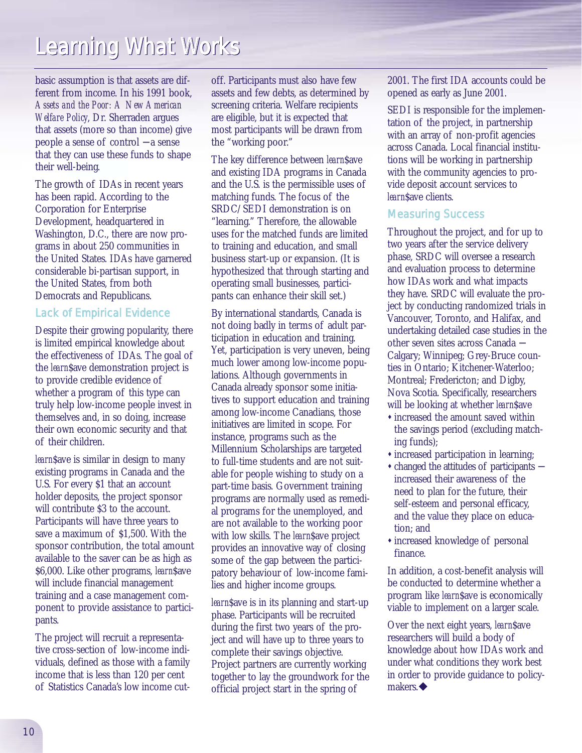basic assumption is that assets are different from income. In his 1991 book, *Assets and the Poor: A New American Welfare Policy*, Dr. Sherraden argues that assets (more so than income) give people a sense of control — a sense that they can use these funds to shape their well-being.

The growth of IDAs in recent years has been rapid. According to the Corporation for Enterprise Development, headquartered in Washington, D.C., there are now programs in about 250 communities in the United States. IDAs have garnered considerable bi-partisan support, in the United States, from both Democrats and Republicans.

## Lack of Empirical Evidence

Despite their growing popularity, there is limited empirical knowledge about the effectiveness of IDAs. The goal of the *learn*$ave demonstration project is to provide credible evidence of whether a program of this type can truly help low-income people invest in themselves and, in so doing, increase their own economic security and that of their children.

*learn*$ave is similar in design to many existing programs in Canada and the U.S. For every $1 that an account holder deposits, the project sponsor will contribute $3 to the account. Participants will have three years to save a maximum of $1,500. With the sponsor contribution, the total amount available to the saver can be as high as $6,000. Like other programs, *learn*$ave will include financial management training and a case management component to provide assistance to participants.

The project will recruit a representative cross-section of low-income individuals, defined as those with a family income that is less than 120 per cent of Statistics Canada's low income cut-off. Participants must also have few assets and few debts, as determined by screening criteria. Welfare recipients are eligible, but it is expected that most participants will be drawn from the "working poor."

The key difference between *learn*$ave and existing IDA programs in Canada and the U.S. is the permissible uses of matching funds. The focus of the SRDC/SEDI demonstration is on "learning." Therefore, the allowable uses for the matched funds are limited to training and education, and small business start-up or expansion. (It is hypothesized that through starting and operating small businesses, participants can enhance their skill set.)

By international standards, Canada is not doing badly in terms of adult participation in education and training. Yet, participation is very uneven, being much lower among low-income populations. Although governments in Canada already sponsor some initiatives to support education and training among low-income Canadians, those initiatives are limited in scope. For instance, programs such as the Millennium Scholarships are targeted to full-time students and are not suitable for people wishing to study on a part-time basis. Government training programs are normally used as remedial programs for the unemployed, and are not available to the working poor with low skills. The *learn*$ave project provides an innovative way of closing some of the gap between the participatory behaviour of low-income families and higher income groups.

*learn*$ave is in its planning and start-up phase. Participants will be recruited during the first two years of the project and will have up to three years to complete their savings objective. Project partners are currently working together to lay the groundwork for the official project start in the spring of 2001. The first IDA accounts could be opened as early as June 2001.

SEDI is responsible for the implementation of the project, in partnership with an array of non-profit agencies across Canada. Local financial institutions will be working in partnership with the community agencies to provide deposit account services to *learn*$ave clients.

## Measuring Success

Throughout the project, and for up to two years after the service delivery phase, SRDC will oversee a research and evaluation process to determine how IDAs work and what impacts they have. SRDC will evaluate the project by conducting randomized trials in Vancouver, Toronto, and Halifax, and undertaking detailed case studies in the other seven sites across Canada — Calgary; Winnipeg; Grey-Bruce counties in Ontario; Kitchener-Waterloo; Montreal; Fredericton; and Digby, Nova Scotia. Specifically, researchers will be looking at whether *learn*$ave

- increased the amount saved within the savings period (excluding matching funds);
- increased participation in learning;
- changed the attitudes of participants — increased their awareness of the need to plan for the future, their self-esteem and personal efficacy, and the value they place on education; and
- increased knowledge of personal finance.

In addition, a cost-benefit analysis will be conducted to determine whether a program like *learn*$ave is economically viable to implement on a larger scale.

Over the next eight years, *learn*$ave researchers will build a body of knowledge about how IDAs work and under what conditions they work best in order to provide guidance to policy-makers.◆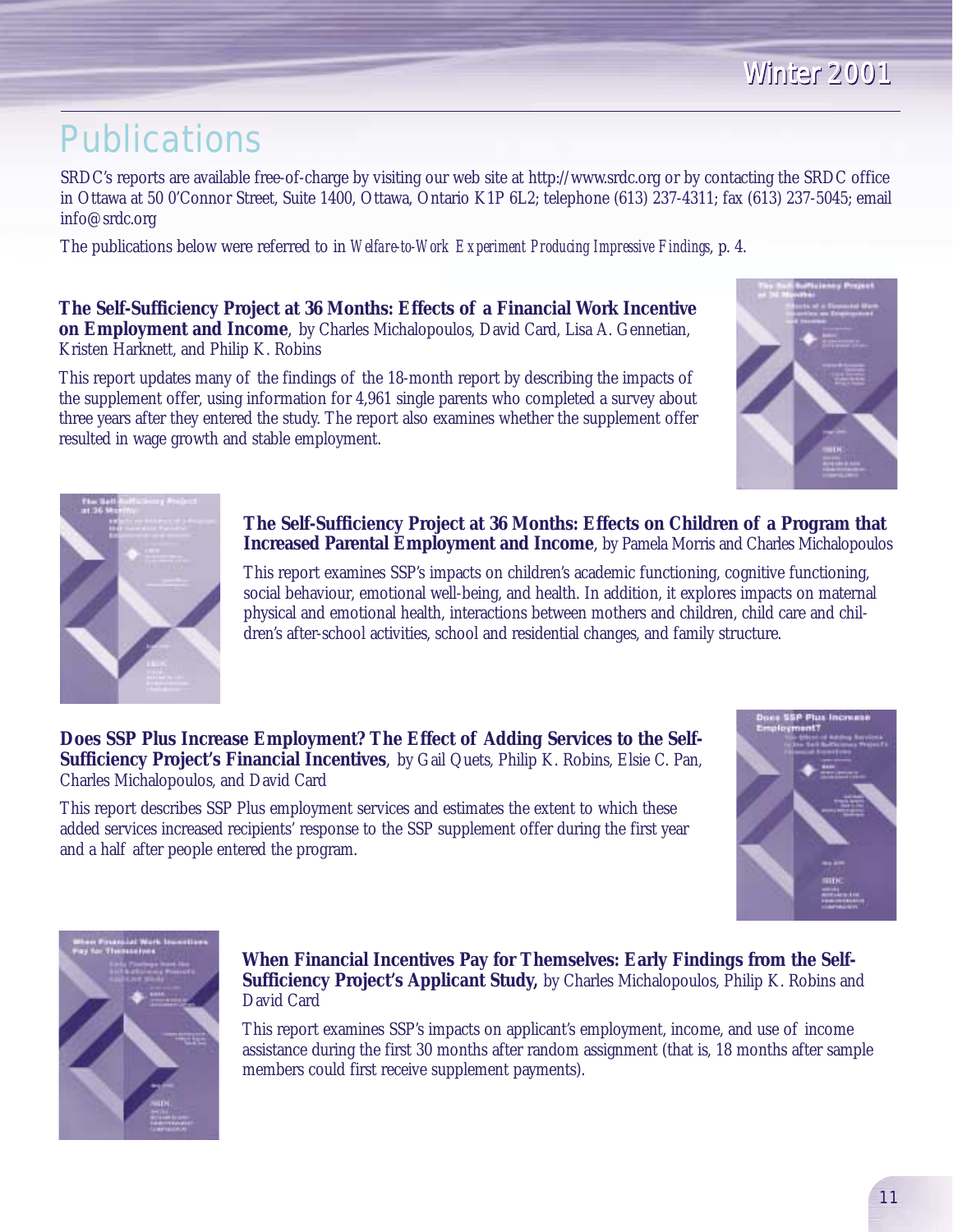# Publications

SRDC's reports are available free-of-charge by visiting our web site at http://www.srdc.org or by contacting the SRDC office in Ottawa at 50 O'Connor Street, Suite 1400, Ottawa, Ontario K1P 6L2; telephone (613) 237-4311; fax (613) 237-5045; email info@srdc.org

The publications below were referred to in *Welfare-to-Work Experiment Producing Impressive Findings*, p. 4.

**The Self-Sufficiency Project at 36 Months: Effects of a Financial Work Incentive on Employment and Income**, by Charles Michalopoulos, David Card, Lisa A. Gennetian, Kristen Harknett, and Philip K. Robins

This report updates many of the findings of the 18-month report by describing the impacts of the supplement offer, using information for 4,961 single parents who completed a survey about three years after they entered the study. The report also examines whether the supplement offer resulted in wage growth and stable employment.

**The Self-Sufficiency Project at 36 Months: Effects on Children of a Program that Increased Parental Employment and Income**, by Pamela Morris and Charles Michalopoulos

This report examines SSP's impacts on children's academic functioning, cognitive functioning, social behaviour, emotional well-being, and health. In addition, it explores impacts on maternal physical and emotional health, interactions between mothers and children, child care and children's after-school activities, school and residential changes, and family structure.

**Does SSP Plus Increase Employment? The Effect of Adding Services to the Self-Sufficiency Project's Financial Incentives**, by Gail Quets, Philip K. Robins, Elsie C. Pan, Charles Michalopoulos, and David Card

This report describes SSP Plus employment services and estimates the extent to which these added services increased recipients' response to the SSP supplement offer during the first year and a half after people entered the program.

**When Financial Incentives Pay for Themselves: Early Findings from the Self-Sufficiency Project's Applicant Study,** by Charles Michalopoulos, Philip K. Robins and David Card

This report examines SSP's impacts on applicant's employment, income, and use of income assistance during the first 30 months after random assignment (that is, 18 months after sample members could first receive supplement payments).